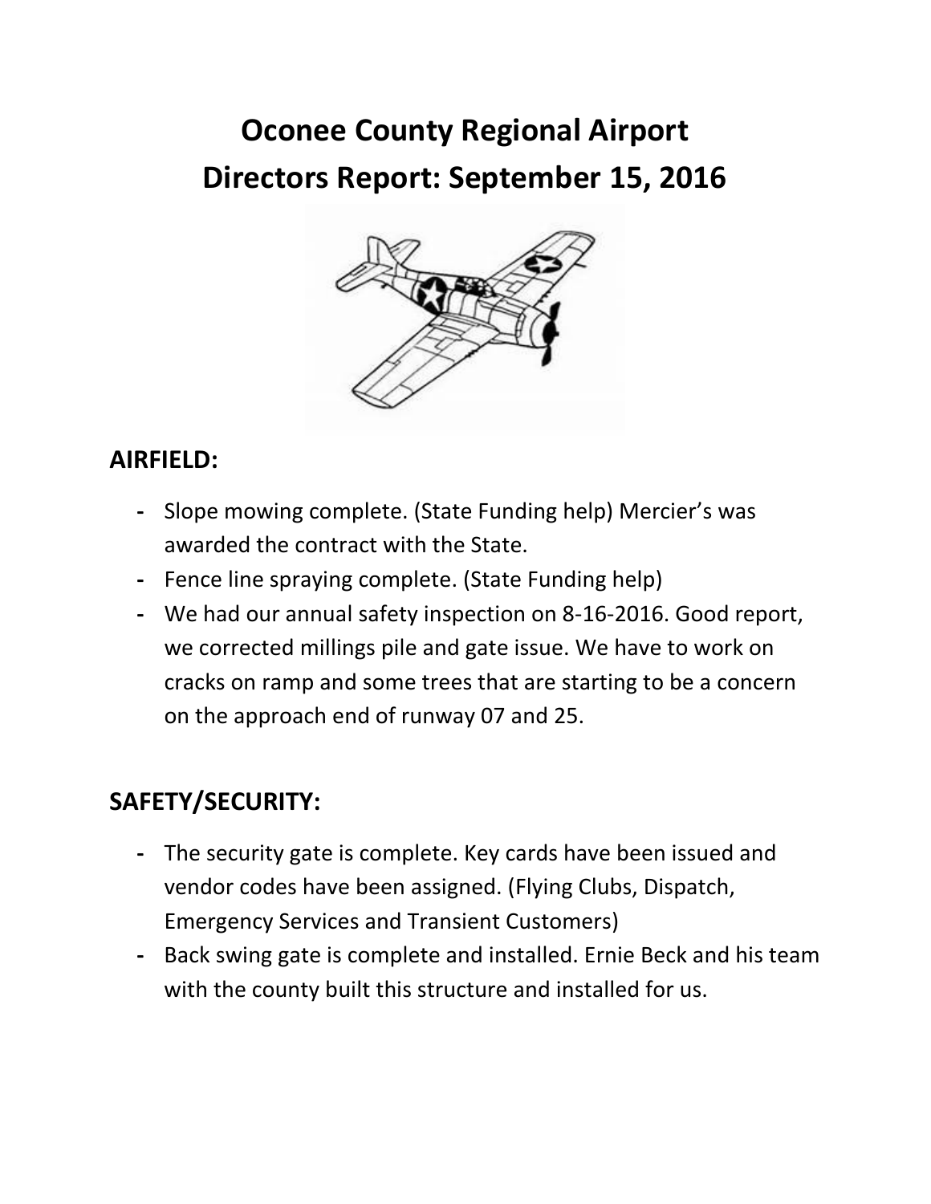# Oconee County Regional Airport
# Directors Report: September 15, 2016

## AIRFIELD:

- Slope mowing complete. (State Funding help) Mercier's was awarded the contract with the State.
- Fence line spraying complete. (State Funding help)
- We had our annual safety inspection on 8-16-2016. Good report, we corrected millings pile and gate issue. We have to work on cracks on ramp and some trees that are starting to be a concern on the approach end of runway 07 and 25.

## SAFETY/SECURITY:

- The security gate is complete. Key cards have been issued and vendor codes have been assigned. (Flying Clubs, Dispatch, Emergency Services and Transient Customers)
- Back swing gate is complete and installed. Ernie Beck and his team with the county built this structure and installed for us.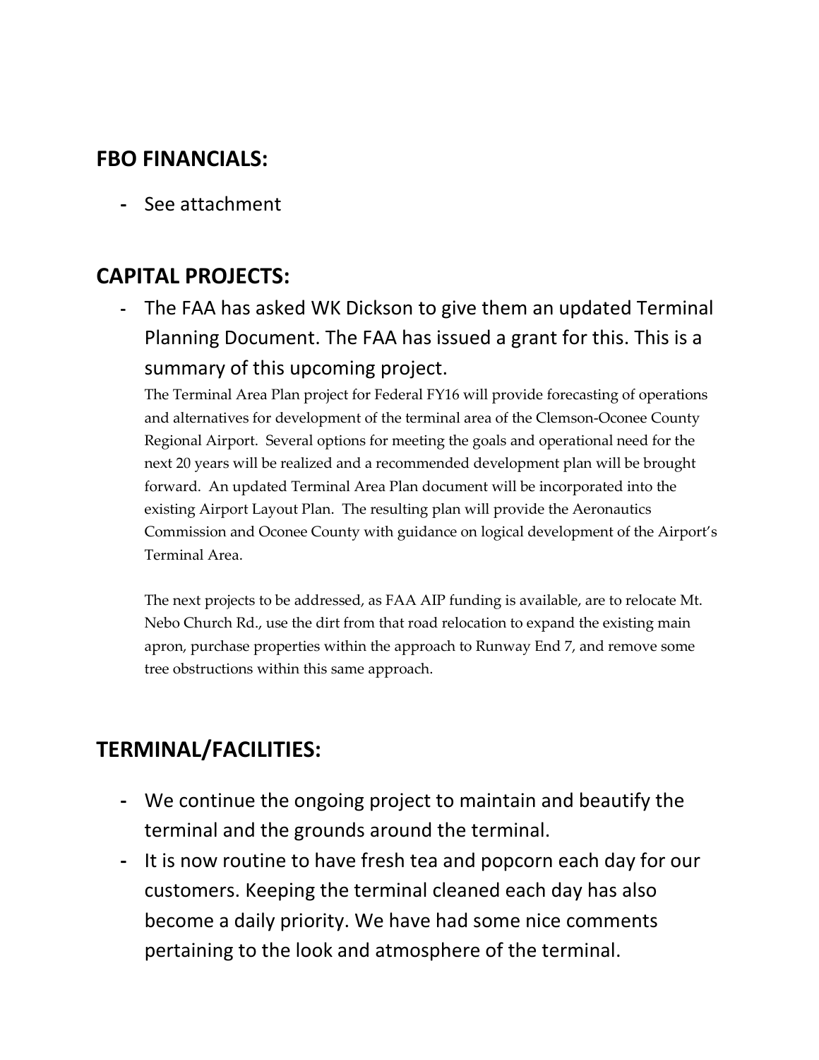## FBO FINANCIALS:

- See attachment

## CAPITAL PROJECTS:

- The FAA has asked WK Dickson to give them an updated Terminal Planning Document. The FAA has issued a grant for this. This is a summary of this upcoming project.

  The Terminal Area Plan project for Federal FY16 will provide forecasting of operations and alternatives for development of the terminal area of the Clemson-Oconee County Regional Airport. Several options for meeting the goals and operational need for the next 20 years will be realized and a recommended development plan will be brought forward. An updated Terminal Area Plan document will be incorporated into the existing Airport Layout Plan. The resulting plan will provide the Aeronautics Commission and Oconee County with guidance on logical development of the Airport's Terminal Area.

  The next projects to be addressed, as FAA AIP funding is available, are to relocate Mt. Nebo Church Rd., use the dirt from that road relocation to expand the existing main apron, purchase properties within the approach to Runway End 7, and remove some tree obstructions within this same approach.

## TERMINAL/FACILITIES:

- We continue the ongoing project to maintain and beautify the terminal and the grounds around the terminal.
- It is now routine to have fresh tea and popcorn each day for our customers. Keeping the terminal cleaned each day has also become a daily priority. We have had some nice comments pertaining to the look and atmosphere of the terminal.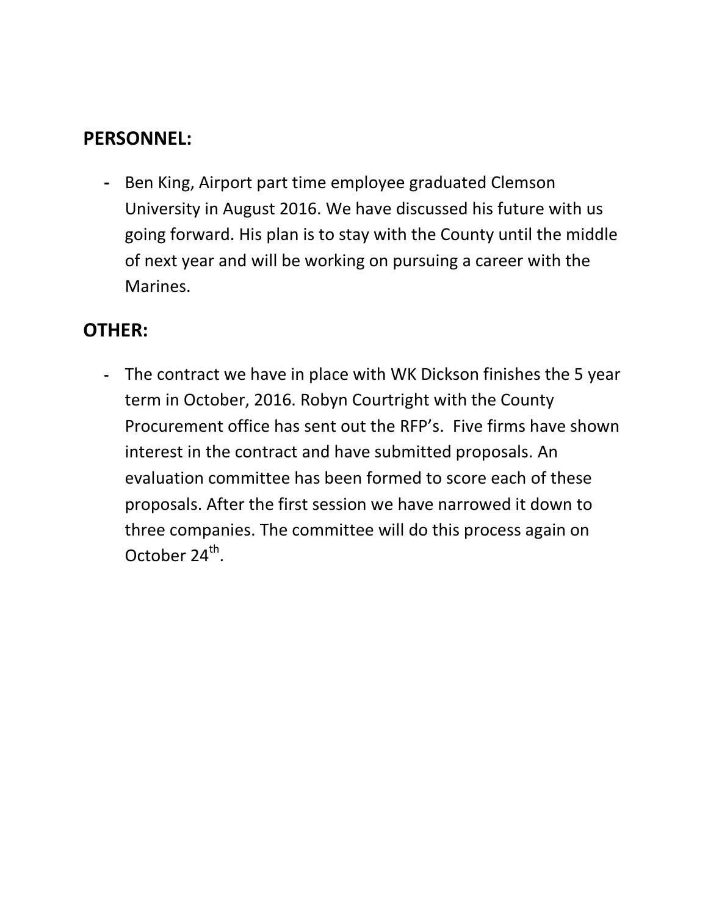## PERSONNEL:

- Ben King, Airport part time employee graduated Clemson University in August 2016. We have discussed his future with us going forward. His plan is to stay with the County until the middle of next year and will be working on pursuing a career with the Marines.

## OTHER:

- The contract we have in place with WK Dickson finishes the 5 year term in October, 2016. Robyn Courtright with the County Procurement office has sent out the RFP's. Five firms have shown interest in the contract and have submitted proposals. An evaluation committee has been formed to score each of these proposals. After the first session we have narrowed it down to three companies. The committee will do this process again on October 24th.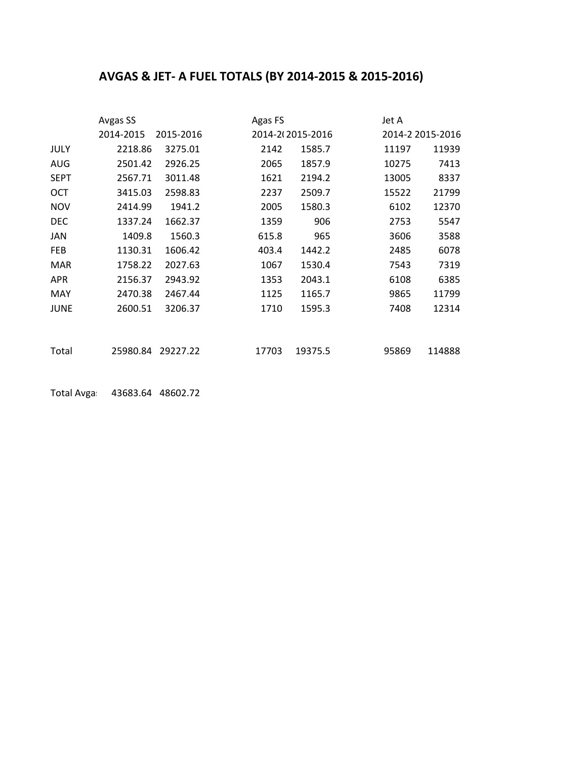# AVGAS & JET- A FUEL TOTALS (BY 2014-2015 & 2015-2016)

| | Avgas SS | | Agas FS | | Jet A | |
|---|---|---|---|---|---|---|
| | 2014-2015 | 2015-2016 | 2014-2( | 2015-2016 | 2014-2 | 2015-2016 |
| JULY | 2218.86 | 3275.01 | 2142 | 1585.7 | 11197 | 11939 |
| AUG | 2501.42 | 2926.25 | 2065 | 1857.9 | 10275 | 7413 |
| SEPT | 2567.71 | 3011.48 | 1621 | 2194.2 | 13005 | 8337 |
| OCT | 3415.03 | 2598.83 | 2237 | 2509.7 | 15522 | 21799 |
| NOV | 2414.99 | 1941.2 | 2005 | 1580.3 | 6102 | 12370 |
| DEC | 1337.24 | 1662.37 | 1359 | 906 | 2753 | 5547 |
| JAN | 1409.8 | 1560.3 | 615.8 | 965 | 3606 | 3588 |
| FEB | 1130.31 | 1606.42 | 403.4 | 1442.2 | 2485 | 6078 |
| MAR | 1758.22 | 2027.63 | 1067 | 1530.4 | 7543 | 7319 |
| APR | 2156.37 | 2943.92 | 1353 | 2043.1 | 6108 | 6385 |
| MAY | 2470.38 | 2467.44 | 1125 | 1165.7 | 9865 | 11799 |
| JUNE | 2600.51 | 3206.37 | 1710 | 1595.3 | 7408 | 12314 |
| | | | | | | |
| Total | 25980.84 | 29227.22 | 17703 | 19375.5 | 95869 | 114888 |
| | | | | | | |
| Total Avga: | 43683.64 | 48602.72 | | | | |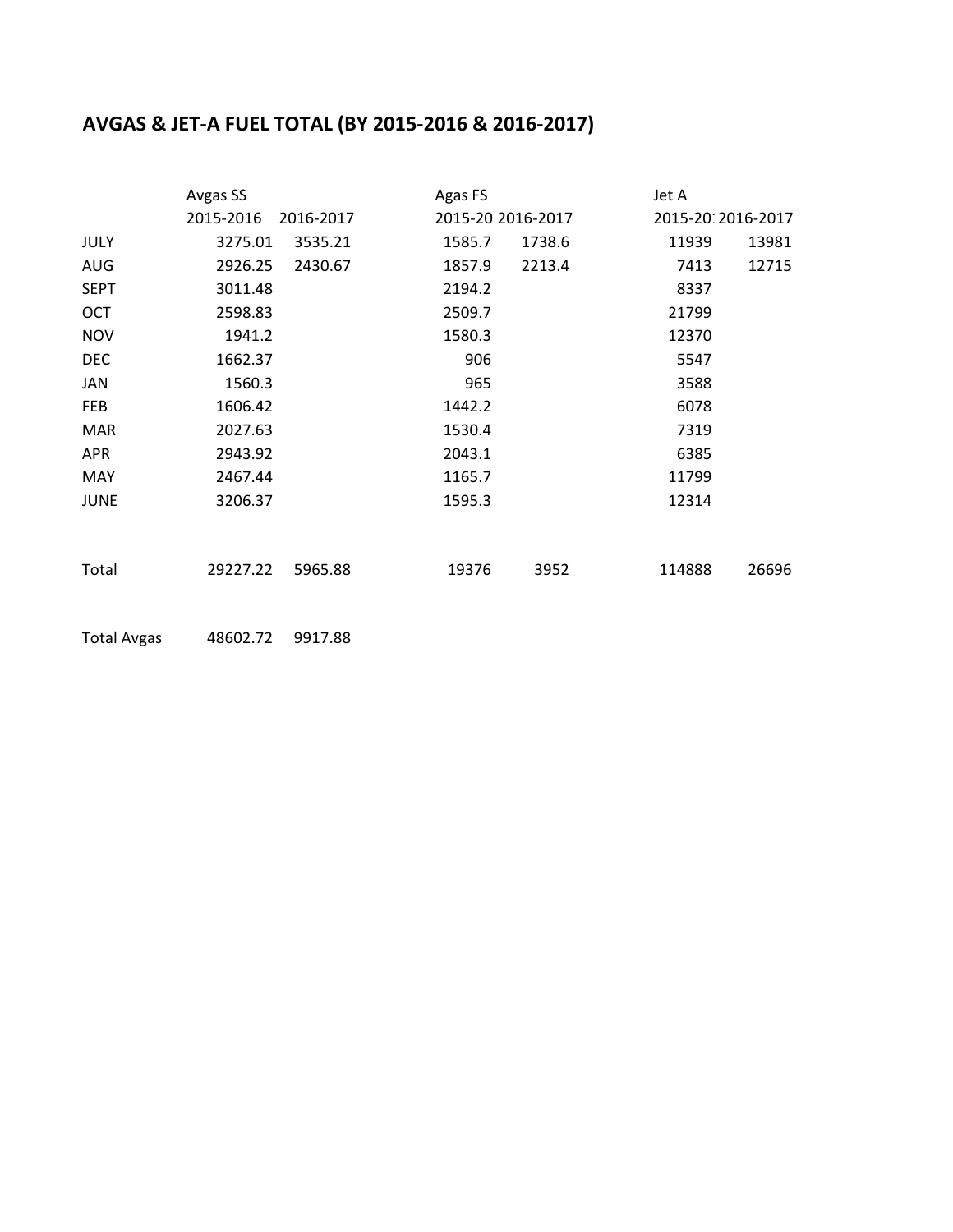## AVGAS & JET-A FUEL TOTAL (BY 2015-2016 & 2016-2017)

| | Avgas SS | | Agas FS | | Jet A | |
|---|---|---|---|---|---|---|
| | 2015-2016 | 2016-2017 | 2015-20 | 2016-2017 | 2015-20: | 2016-2017 |
| JULY | 3275.01 | 3535.21 | 1585.7 | 1738.6 | 11939 | 13981 |
| AUG | 2926.25 | 2430.67 | 1857.9 | 2213.4 | 7413 | 12715 |
| SEPT | 3011.48 | | 2194.2 | | 8337 | |
| OCT | 2598.83 | | 2509.7 | | 21799 | |
| NOV | 1941.2 | | 1580.3 | | 12370 | |
| DEC | 1662.37 | | 906 | | 5547 | |
| JAN | 1560.3 | | 965 | | 3588 | |
| FEB | 1606.42 | | 1442.2 | | 6078 | |
| MAR | 2027.63 | | 1530.4 | | 7319 | |
| APR | 2943.92 | | 2043.1 | | 6385 | |
| MAY | 2467.44 | | 1165.7 | | 11799 | |
| JUNE | 3206.37 | | 1595.3 | | 12314 | |
| Total | 29227.22 | 5965.88 | 19376 | 3952 | 114888 | 26696 |
| Total Avgas | 48602.72 | 9917.88 | | | | |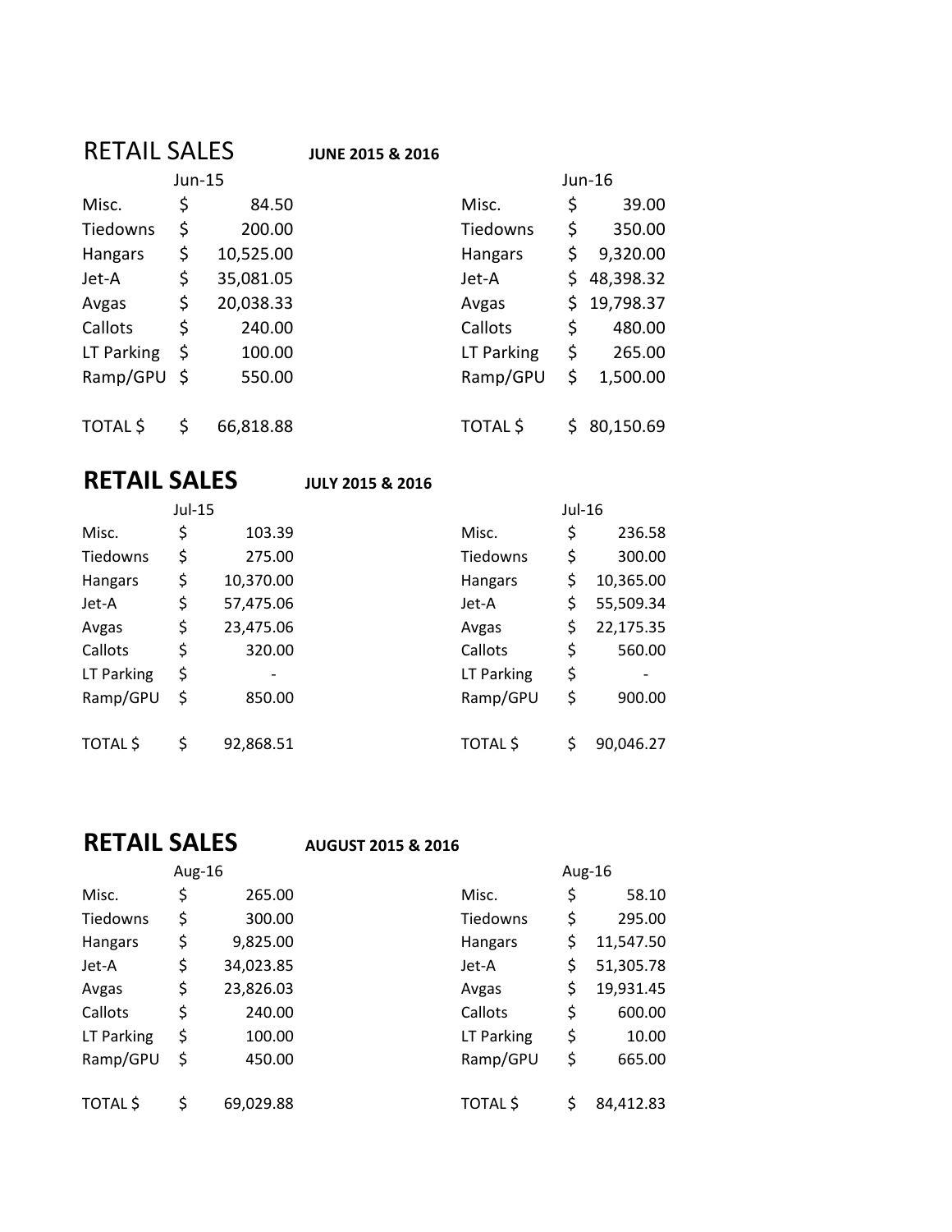# RETAIL SALES

**JUNE 2015 & 2016**

| | Jun-15 | | Jun-16 |
|---|---|---|---|
| Misc. | $ 84.50 | Misc. | $ 39.00 |
| Tiedowns | $ 200.00 | Tiedowns | $ 350.00 |
| Hangars | $ 10,525.00 | Hangars | $ 9,320.00 |
| Jet-A | $ 35,081.05 | Jet-A | $ 48,398.32 |
| Avgas | $ 20,038.33 | Avgas | $ 19,798.37 |
| Callots | $ 240.00 | Callots | $ 480.00 |
| LT Parking | $ 100.00 | LT Parking | $ 265.00 |
| Ramp/GPU | $ 550.00 | Ramp/GPU | $ 1,500.00 |
| TOTAL $ | $ 66,818.88 | TOTAL $ | $ 80,150.69 |

# RETAIL SALES

**JULY 2015 & 2016**

| | Jul-15 | | Jul-16 |
|---|---|---|---|
| Misc. | $ 103.39 | Misc. | $ 236.58 |
| Tiedowns | $ 275.00 | Tiedowns | $ 300.00 |
| Hangars | $ 10,370.00 | Hangars | $ 10,365.00 |
| Jet-A | $ 57,475.06 | Jet-A | $ 55,509.34 |
| Avgas | $ 23,475.06 | Avgas | $ 22,175.35 |
| Callots | $ 320.00 | Callots | $ 560.00 |
| LT Parking | $ - | LT Parking | $ - |
| Ramp/GPU | $ 850.00 | Ramp/GPU | $ 900.00 |
| TOTAL $ | $ 92,868.51 | TOTAL $ | $ 90,046.27 |

# RETAIL SALES

**AUGUST 2015 & 2016**

| | Aug-16 | | Aug-16 |
|---|---|---|---|
| Misc. | $ 265.00 | Misc. | $ 58.10 |
| Tiedowns | $ 300.00 | Tiedowns | $ 295.00 |
| Hangars | $ 9,825.00 | Hangars | $ 11,547.50 |
| Jet-A | $ 34,023.85 | Jet-A | $ 51,305.78 |
| Avgas | $ 23,826.03 | Avgas | $ 19,931.45 |
| Callots | $ 240.00 | Callots | $ 600.00 |
| LT Parking | $ 100.00 | LT Parking | $ 10.00 |
| Ramp/GPU | $ 450.00 | Ramp/GPU | $ 665.00 |
| TOTAL $ | $ 69,029.88 | TOTAL $ | $ 84,412.83 |